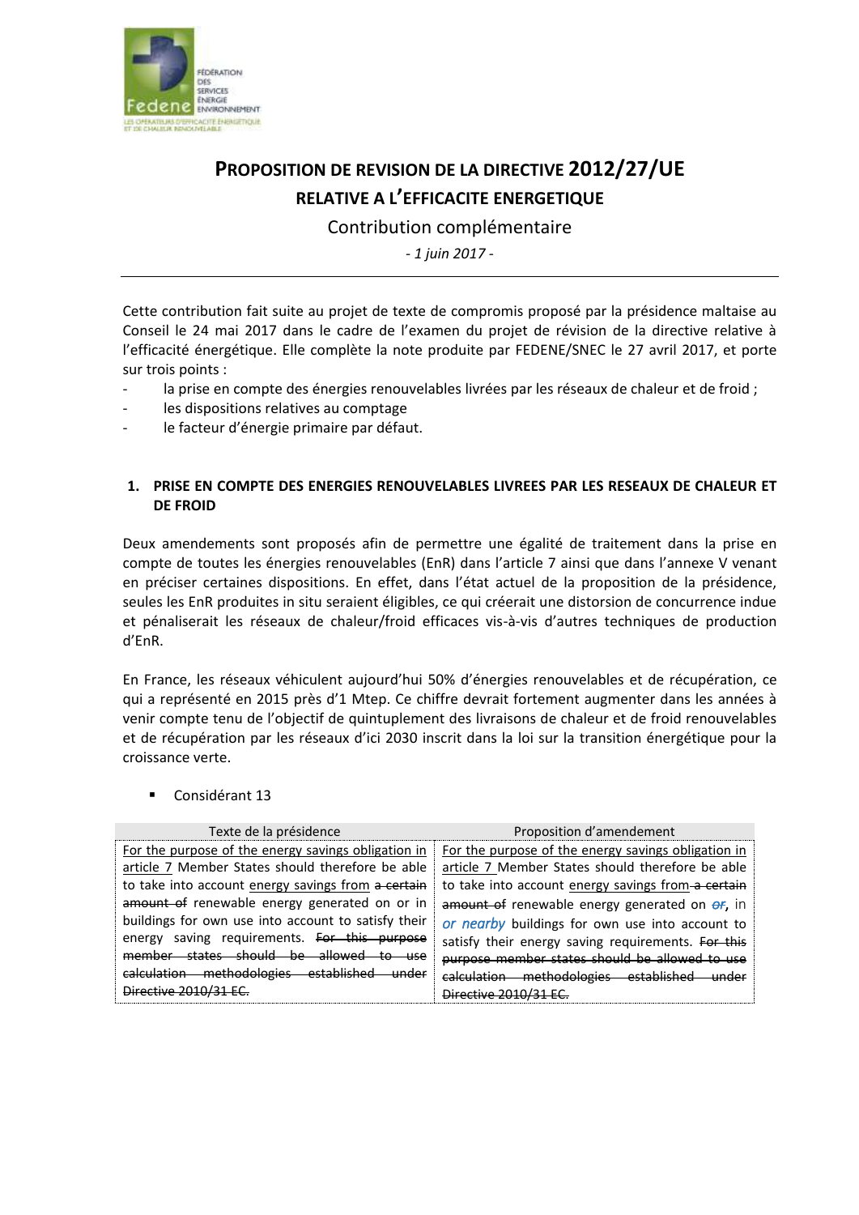# PROPOSITION DE REVISION DE LA DIRECTIVE 2012/27/UE RELATIVE A L'EFFICACITE ENERGETIQUE

Contribution complémentaire

*- 1 juin 2017 -*

---

Cette contribution fait suite au projet de texte de compromis proposé par la présidence maltaise au Conseil le 24 mai 2017 dans le cadre de l'examen du projet de révision de la directive relative à l'efficacité énergétique. Elle complète la note produite par FEDENE/SNEC le 27 avril 2017, et porte sur trois points :

- la prise en compte des énergies renouvelables livrées par les réseaux de chaleur et de froid ;
- les dispositions relatives au comptage
- le facteur d'énergie primaire par défaut.

## 1. PRISE EN COMPTE DES ENERGIES RENOUVELABLES LIVREES PAR LES RESEAUX DE CHALEUR ET DE FROID

Deux amendements sont proposés afin de permettre une égalité de traitement dans la prise en compte de toutes les énergies renouvelables (EnR) dans l'article 7 ainsi que dans l'annexe V venant en préciser certaines dispositions. En effet, dans l'état actuel de la proposition de la présidence, seules les EnR produites in situ seraient éligibles, ce qui créerait une distorsion de concurrence indue et pénaliserait les réseaux de chaleur/froid efficaces vis-à-vis d'autres techniques de production d'EnR.

En France, les réseaux véhiculent aujourd'hui 50% d'énergies renouvelables et de récupération, ce qui a représenté en 2015 près d'1 Mtep. Ce chiffre devrait fortement augmenter dans les années à venir compte tenu de l'objectif de quintuplement des livraisons de chaleur et de froid renouvelables et de récupération par les réseaux d'ici 2030 inscrit dans la loi sur la transition énergétique pour la croissance verte.

- Considérant 13

| Texte de la présidence | Proposition d'amendement |
|---|---|
| For the purpose of the energy savings obligation in article 7 Member States should therefore be able to take into account energy savings from ~~a certain amount of~~ renewable energy generated on or in buildings for own use into account to satisfy their energy saving requirements. ~~For this purpose member states should be allowed to use calculation methodologies established under Directive 2010/31 EC.~~ | For the purpose of the energy savings obligation in article 7 Member States should therefore be able to take into account energy savings from ~~a certain amount of~~ renewable energy generated on ~~or~~, in *or nearby* buildings for own use into account to satisfy their energy saving requirements. ~~For this purpose member states should be allowed to use calculation methodologies established under Directive 2010/31 EC.~~ |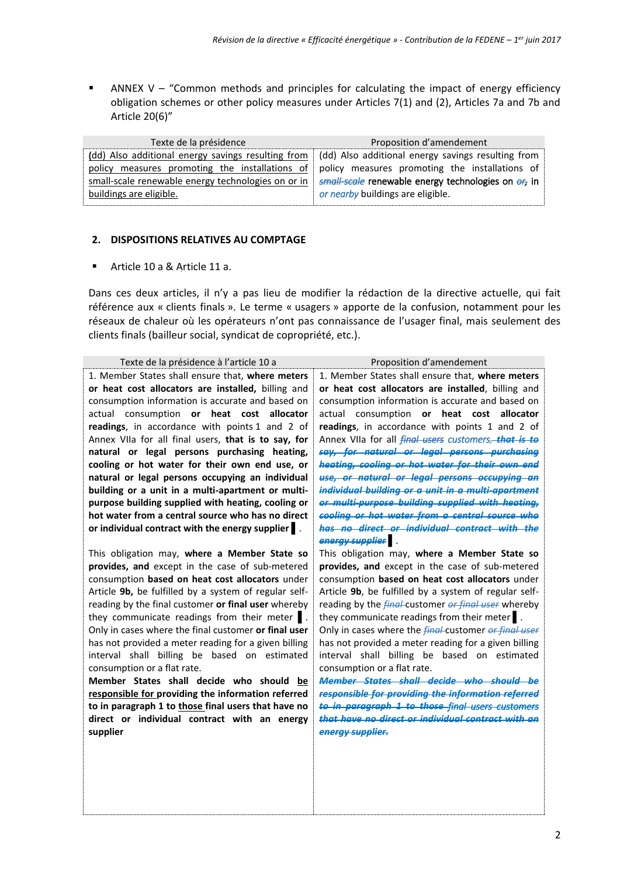- ANNEX V – "Common methods and principles for calculating the impact of energy efficiency obligation schemes or other policy measures under Articles 7(1) and (2), Articles 7a and 7b and Article 20(6)"

| Texte de la présidence | Proposition d'amendement |
|---|---|
| (dd) Also additional energy savings resulting from policy measures promoting the installations of small-scale renewable energy technologies on or in buildings are eligible. | (dd) Also additional energy savings resulting from policy measures promoting the installations of ~~*small-scale*~~ renewable energy technologies on ~~*or,*~~ in *or nearby* buildings are eligible. |

## 2. DISPOSITIONS RELATIVES AU COMPTAGE

- Article 10 a & Article 11 a.

Dans ces deux articles, il n'y a pas lieu de modifier la rédaction de la directive actuelle, qui fait référence aux « clients finals ». Le terme « usagers » apporte de la confusion, notamment pour les réseaux de chaleur où les opérateurs n'ont pas connaissance de l'usager final, mais seulement des clients finals (bailleur social, syndicat de copropriété, etc.).

| Texte de la présidence à l'article 10 a | Proposition d'amendement |
|---|---|
| 1. Member States shall ensure that, **where meters or heat cost allocators are installed,** billing and consumption information is accurate and based on actual consumption **or heat cost allocator readings**, in accordance with points 1 and 2 of Annex VIIa for all final users, **that is to say, for natural or legal persons purchasing heating, cooling or hot water for their own end use, or natural or legal persons occupying an individual building or a unit in a multi-apartment or multi-purpose building supplied with heating, cooling or hot water from a central source who has no direct or individual contract with the energy supplier** ▌. | 1. Member States shall ensure that, **where meters or heat cost allocators are installed**, billing and consumption information is accurate and based on actual consumption **or heat cost allocator readings**, in accordance with points 1 and 2 of Annex VIIa for all ~~***final users***~~ *customers*, ~~***that is to say, for natural or legal persons purchasing heating, cooling or hot water for their own end use, or natural or legal persons occupying an individual building or a unit in a multi-apartment or multi-purpose building supplied with heating, cooling or hot water from a central source who has no direct or individual contract with the energy supplier***~~ ▌. |
| This obligation may, **where a Member State so provides, and** except in the case of sub-metered consumption **based on heat cost allocators** under Article **9b**, be fulfilled by a system of regular self-reading by the final customer **or final user** whereby they communicate readings from their meter ▌. Only in cases where the final customer **or final user** has not provided a meter reading for a given billing interval shall billing be based on estimated consumption or a flat rate. **Member States shall decide who should <u>be</u> <u>responsible for</u> providing the information referred to in paragraph 1 to <u>those</u> final users that have no direct or individual contract with an energy supplier** | This obligation may, **where a Member State so provides, and** except in the case of sub-metered consumption **based on heat cost allocators** under Article **9b**, be fulfilled by a system of regular self-reading by the ~~*final*~~ customer ~~*or final user*~~ whereby they communicate readings from their meter ▌. Only in cases where the ~~*final*~~ customer ~~*or final user*~~ has not provided a meter reading for a given billing interval shall billing be based on estimated consumption or a flat rate. ~~***Member States shall decide who should be responsible for providing the information referred to in paragraph 1 to those***~~ ~~*final users*~~ *customers* ~~***that have no direct or individual contract with an energy supplier.***~~ |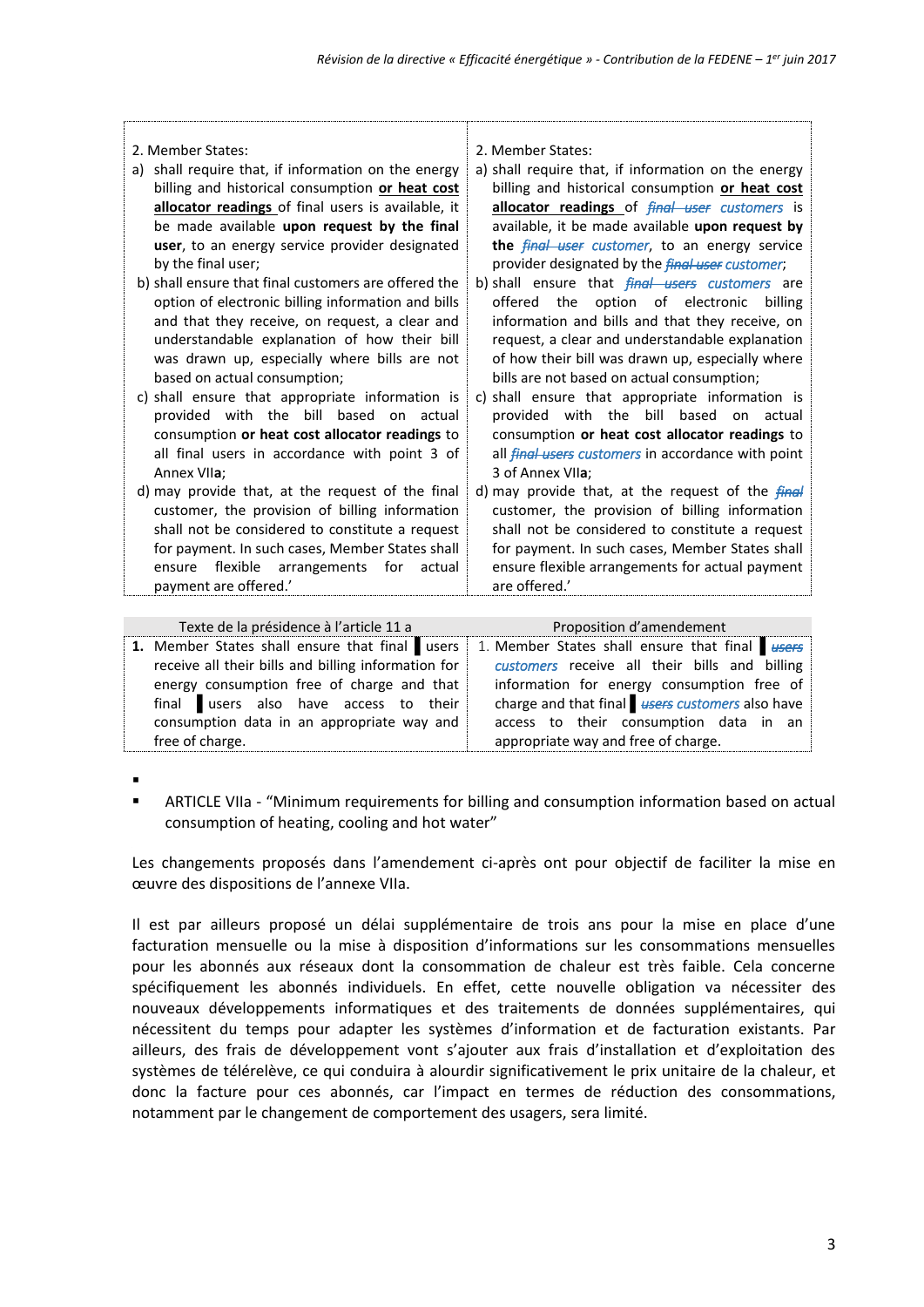| 2. Member States: | 2. Member States: |
|---|---|
| a) shall require that, if information on the energy billing and historical consumption **<u>or heat cost allocator readings</u>** of final users is available, it be made available **upon request by the final user**, to an energy service provider designated by the final user; | a) shall require that, if information on the energy billing and historical consumption **<u>or heat cost allocator readings</u>** of ~~*final user*~~ *customers* is available, it be made available **upon request by the** ~~*final user*~~ *customer*, to an energy service provider designated by the ~~*final user*~~ *customer*; |
| b) shall ensure that final customers are offered the option of electronic billing information and bills and that they receive, on request, a clear and understandable explanation of how their bill was drawn up, especially where bills are not based on actual consumption; | b) shall ensure that ~~*final users*~~ *customers* are offered the option of electronic billing information and bills and that they receive, on request, a clear and understandable explanation of how their bill was drawn up, especially where bills are not based on actual consumption; |
| c) shall ensure that appropriate information is provided with the bill based on actual consumption **or heat cost allocator readings** to all final users in accordance with point 3 of Annex VII**a**; | c) shall ensure that appropriate information is provided with the bill based on actual consumption **or heat cost allocator readings** to all ~~*final users*~~ *customers* in accordance with point 3 of Annex VII**a**; |
| d) may provide that, at the request of the final customer, the provision of billing information shall not be considered to constitute a request for payment. In such cases, Member States shall ensure flexible arrangements for actual payment are offered.' | d) may provide that, at the request of the ~~*final*~~ customer, the provision of billing information shall not be considered to constitute a request for payment. In such cases, Member States shall ensure flexible arrangements for actual payment are offered.' |

| Texte de la présidence à l'article 11 a | Proposition d'amendement |
|---|---|
| **1.** Member States shall ensure that final users receive all their bills and billing information for energy consumption free of charge and that final users also have access to their consumption data in an appropriate way and free of charge. | 1. Member States shall ensure that final ~~*users*~~ *customers* receive all their bills and billing information for energy consumption free of charge and that final ~~*users*~~ *customers* also have access to their consumption data in an appropriate way and free of charge. |

- 
- ARTICLE VIIa - "Minimum requirements for billing and consumption information based on actual consumption of heating, cooling and hot water"

Les changements proposés dans l'amendement ci-après ont pour objectif de faciliter la mise en œuvre des dispositions de l'annexe VIIa.

Il est par ailleurs proposé un délai supplémentaire de trois ans pour la mise en place d'une facturation mensuelle ou la mise à disposition d'informations sur les consommations mensuelles pour les abonnés aux réseaux dont la consommation de chaleur est très faible. Cela concerne spécifiquement les abonnés individuels. En effet, cette nouvelle obligation va nécessiter des nouveaux développements informatiques et des traitements de données supplémentaires, qui nécessitent du temps pour adapter les systèmes d'information et de facturation existants. Par ailleurs, des frais de développement vont s'ajouter aux frais d'installation et d'exploitation des systèmes de télérelève, ce qui conduira à alourdir significativement le prix unitaire de la chaleur, et donc la facture pour ces abonnés, car l'impact en termes de réduction des consommations, notamment par le changement de comportement des usagers, sera limité.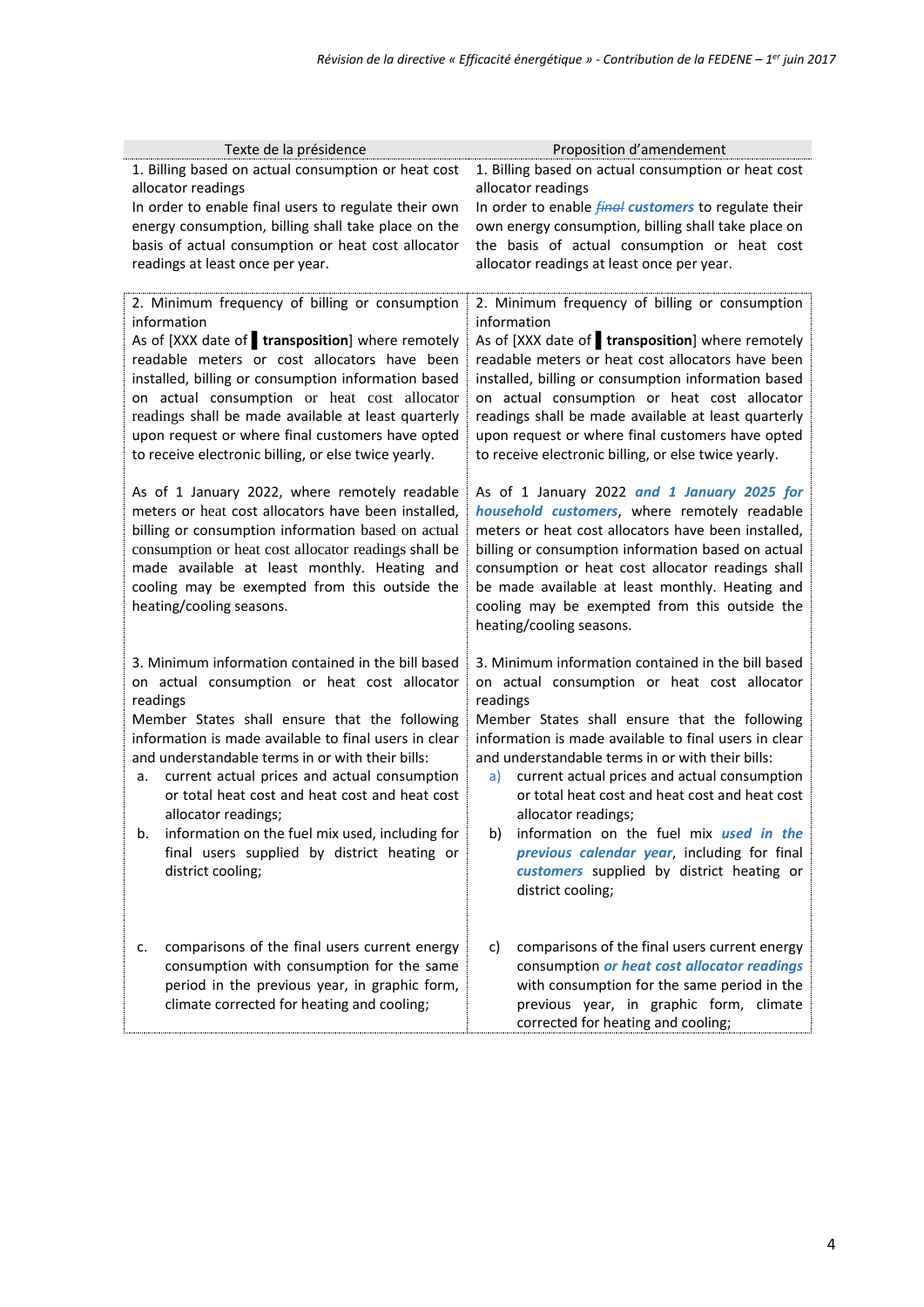| Texte de la présidence | Proposition d'amendement |
| --- | --- |
| 1. Billing based on actual consumption or heat cost allocator readings<br>In order to enable final users to regulate their own energy consumption, billing shall take place on the basis of actual consumption or heat cost allocator readings at least once per year. | 1. Billing based on actual consumption or heat cost allocator readings<br>In order to enable ~~*final*~~ ***customers*** to regulate their own energy consumption, billing shall take place on the basis of actual consumption or heat cost allocator readings at least once per year. |
| 2. Minimum frequency of billing or consumption information<br>As of [XXX date of **transposition**] where remotely readable meters or cost allocators have been installed, billing or consumption information based on actual consumption or heat cost allocator readings shall be made available at least quarterly upon request or where final customers have opted to receive electronic billing, or else twice yearly.<br><br>As of 1 January 2022, where remotely readable meters or heat cost allocators have been installed, billing or consumption information based on actual consumption or heat cost allocator readings shall be made available at least monthly. Heating and cooling may be exempted from this outside the heating/cooling seasons. | 2. Minimum frequency of billing or consumption information<br>As of [XXX date of **transposition**] where remotely readable meters or heat cost allocators have been installed, billing or consumption information based on actual consumption or heat cost allocator readings shall be made available at least quarterly upon request or where final customers have opted to receive electronic billing, or else twice yearly.<br><br>As of 1 January 2022 ***and 1 January 2025 for household customers***, where remotely readable meters or heat cost allocators have been installed, billing or consumption information based on actual consumption or heat cost allocator readings shall be made available at least monthly. Heating and cooling may be exempted from this outside the heating/cooling seasons. |
| 3. Minimum information contained in the bill based on actual consumption or heat cost allocator readings<br>Member States shall ensure that the following information is made available to final users in clear and understandable terms in or with their bills:<br>a. current actual prices and actual consumption or total heat cost and heat cost and heat cost allocator readings;<br>b. information on the fuel mix used, including for final users supplied by district heating or district cooling;<br><br>c. comparisons of the final users current energy consumption with consumption for the same period in the previous year, in graphic form, climate corrected for heating and cooling; | 3. Minimum information contained in the bill based on actual consumption or heat cost allocator readings<br>Member States shall ensure that the following information is made available to final users in clear and understandable terms in or with their bills:<br>a) current actual prices and actual consumption or total heat cost and heat cost and heat cost allocator readings;<br>b) information on the fuel mix ***used in the previous calendar year***, including for final ***customers*** supplied by district heating or district cooling;<br><br>c) comparisons of the final users current energy consumption ***or heat cost allocator readings*** with consumption for the same period in the previous year, in graphic form, climate corrected for heating and cooling; |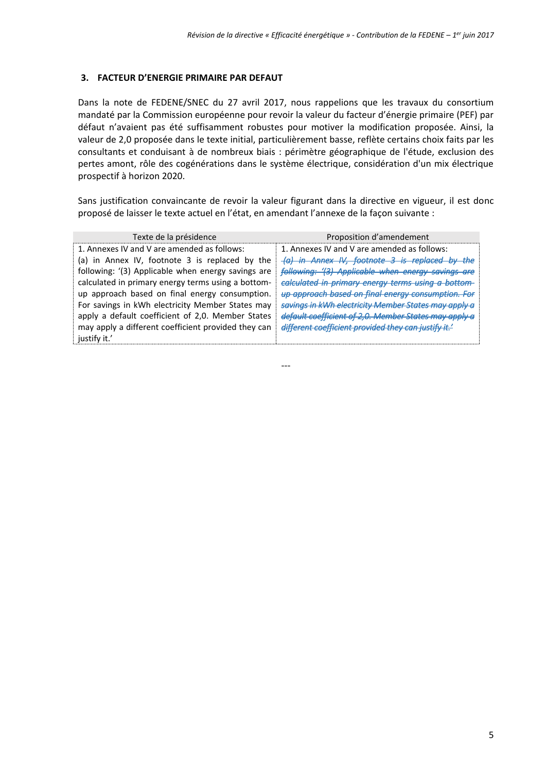### 3. FACTEUR D'ENERGIE PRIMAIRE PAR DEFAUT

Dans la note de FEDENE/SNEC du 27 avril 2017, nous rappelions que les travaux du consortium mandaté par la Commission européenne pour revoir la valeur du facteur d'énergie primaire (PEF) par défaut n'avaient pas été suffisamment robustes pour motiver la modification proposée. Ainsi, la valeur de 2,0 proposée dans le texte initial, particulièrement basse, reflète certains choix faits par les consultants et conduisant à de nombreux biais : périmètre géographique de l'étude, exclusion des pertes amont, rôle des cogénérations dans le système électrique, considération d'un mix électrique prospectif à horizon 2020.

Sans justification convaincante de revoir la valeur figurant dans la directive en vigueur, il est donc proposé de laisser le texte actuel en l'état, en amendant l'annexe de la façon suivante :

| Texte de la présidence | Proposition d'amendement |
|---|---|
| 1. Annexes IV and V are amended as follows: (a) in Annex IV, footnote 3 is replaced by the following: '(3) Applicable when energy savings are calculated in primary energy terms using a bottom-up approach based on final energy consumption. For savings in kWh electricity Member States may apply a default coefficient of 2,0. Member States may apply a different coefficient provided they can justify it.' | 1. Annexes IV and V are amended as follows: ~~*(a) in Annex IV, footnote 3 is replaced by the following: '(3) Applicable when energy savings are calculated in primary energy terms using a bottom-up approach based on final energy consumption. For savings in kWh electricity Member States may apply a default coefficient of 2,0. Member States may apply a different coefficient provided they can justify it.'*~~ |

---